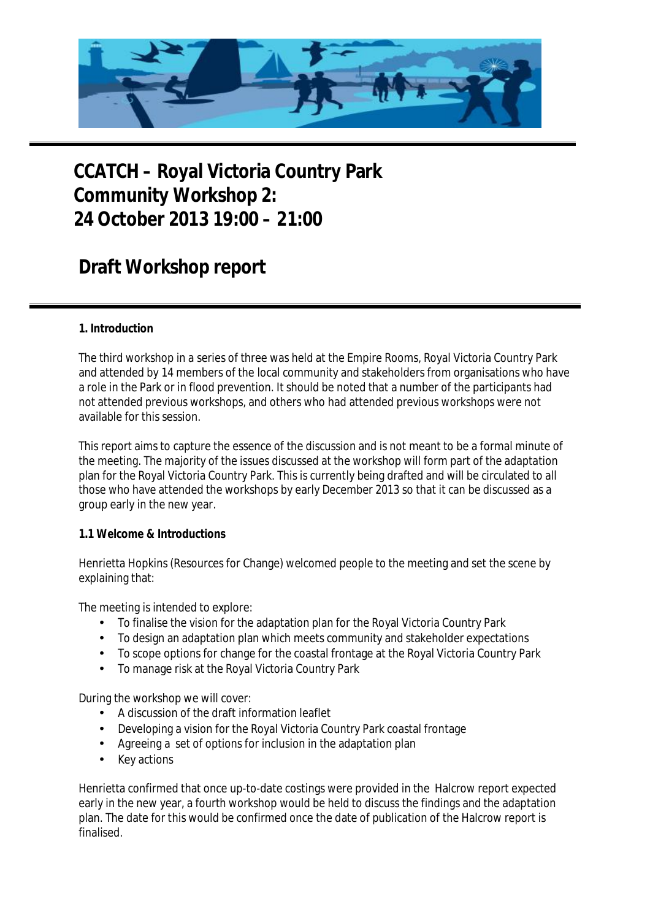# CCATCH – Royal Victoria Country Park
# Community Workshop 2:
# 24 October 2013 19:00 – 21:00

## Draft Workshop report

### 1. Introduction

The third workshop in a series of three was held at the Empire Rooms, Royal Victoria Country Park and attended by 14 members of the local community and stakeholders from organisations who have a role in the Park or in flood prevention. It should be noted that a number of the participants had not attended previous workshops, and others who had attended previous workshops were not available for this session.

This report aims to capture the essence of the discussion and is not meant to be a formal minute of the meeting. The majority of the issues discussed at the workshop will form part of the adaptation plan for the Royal Victoria Country Park. This is currently being drafted and will be circulated to all those who have attended the workshops by early December 2013 so that it can be discussed as a group early in the new year.

### 1.1 Welcome & Introductions

Henrietta Hopkins (Resources for Change) welcomed people to the meeting and set the scene by explaining that:

The meeting is intended to explore:

- To finalise the vision for the adaptation plan for the Royal Victoria Country Park
- To design an adaptation plan which meets community and stakeholder expectations
- To scope options for change for the coastal frontage at the Royal Victoria Country Park
- To manage risk at the Royal Victoria Country Park

During the workshop we will cover:

- A discussion of the draft information leaflet
- Developing a vision for the Royal Victoria Country Park coastal frontage
- Agreeing a set of options for inclusion in the adaptation plan
- Key actions

Henrietta confirmed that once up-to-date costings were provided in the Halcrow report expected early in the new year, a fourth workshop would be held to discuss the findings and the adaptation plan. The date for this would be confirmed once the date of publication of the Halcrow report is finalised.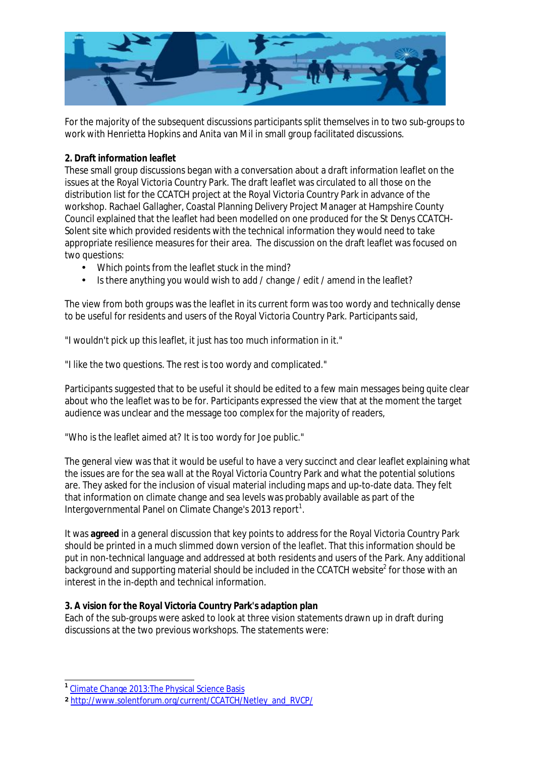For the majority of the subsequent discussions participants split themselves in to two sub-groups to work with Henrietta Hopkins and Anita van Mil in small group facilitated discussions.

**2. Draft information leaflet**

These small group discussions began with a conversation about a draft information leaflet on the issues at the Royal Victoria Country Park. The draft leaflet was circulated to all those on the distribution list for the CCATCH project at the Royal Victoria Country Park in advance of the workshop. Rachael Gallagher, Coastal Planning Delivery Project Manager at Hampshire County Council explained that the leaflet had been modelled on one produced for the St Denys CCATCH-Solent site which provided residents with the technical information they would need to take appropriate resilience measures for their area. The discussion on the draft leaflet was focused on two questions:

- Which points from the leaflet stuck in the mind?
- Is there anything you would wish to add / change / edit / amend in the leaflet?

The view from both groups was the leaflet in its current form was too wordy and technically dense to be useful for residents and users of the Royal Victoria Country Park. Participants said,

"I wouldn't pick up this leaflet, it just has too much information in it."

"I like the two questions. The rest is too wordy and complicated."

Participants suggested that to be useful it should be edited to a few main messages being quite clear about who the leaflet was to be for. Participants expressed the view that at the moment the target audience was unclear and the message too complex for the majority of readers,

"Who is the leaflet aimed at? It is too wordy for Joe public."

The general view was that it would be useful to have a very succinct and clear leaflet explaining what the issues are for the sea wall at the Royal Victoria Country Park and what the potential solutions are. They asked for the inclusion of visual material including maps and up-to-date data. They felt that information on climate change and sea levels was probably available as part of the Intergovernmental Panel on Climate Change's 2013 report[1].

It was **agreed** in a general discussion that key points to address for the Royal Victoria Country Park should be printed in a much slimmed down version of the leaflet. That this information should be put in non-technical language and addressed at both residents and users of the Park. Any additional background and supporting material should be included in the CCATCH website[2] for those with an interest in the in-depth and technical information.

**3. A vision for the Royal Victoria Country Park's adaption plan**

Each of the sub-groups were asked to look at three vision statements drawn up in draft during discussions at the two previous workshops. The statements were:

---

[1] Climate Change 2013:The Physical Science Basis

[2] http://www.solentforum.org/current/CCATCH/Netley_and_RVCP/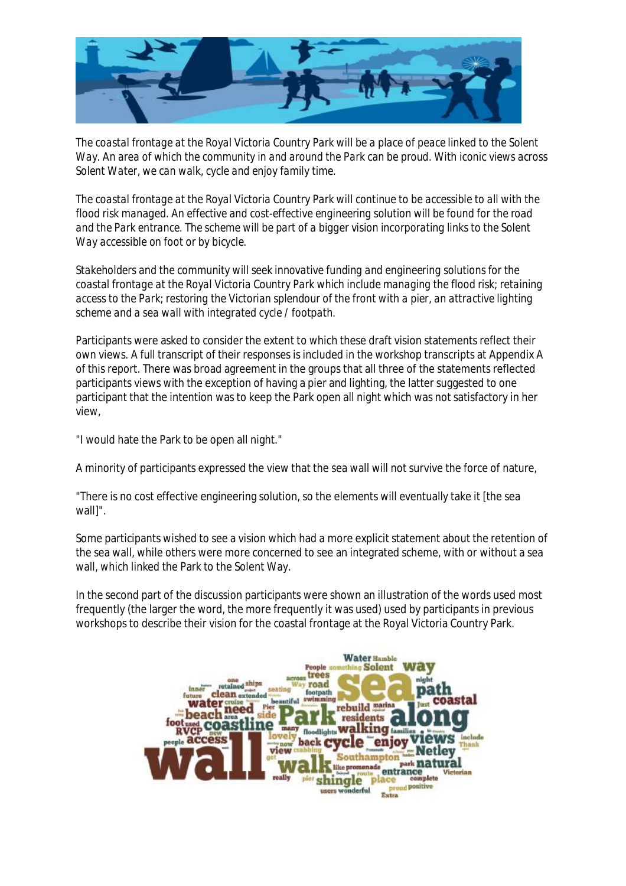*The coastal frontage at the Royal Victoria Country Park will be a place of peace linked to the Solent Way. An area of which the community in and around the Park can be proud. With iconic views across Solent Water, we can walk, cycle and enjoy family time.*

*The coastal frontage at the Royal Victoria Country Park will continue to be accessible to all with the flood risk managed. An effective and cost-effective engineering solution will be found for the road and the Park entrance. The scheme will be part of a bigger vision incorporating links to the Solent Way accessible on foot or by bicycle.*

*Stakeholders and the community will seek innovative funding and engineering solutions for the coastal frontage at the Royal Victoria Country Park which include managing the flood risk; retaining access to the Park; restoring the Victorian splendour of the front with a pier, an attractive lighting scheme and a sea wall with integrated cycle / footpath.*

Participants were asked to consider the extent to which these draft vision statements reflect their own views. A full transcript of their responses is included in the workshop transcripts at Appendix A of this report. There was broad agreement in the groups that all three of the statements reflected participants views with the exception of having a pier and lighting, the latter suggested to one participant that the intention was to keep the Park open all night which was not satisfactory in her view,

"I would hate the Park to be open all night."

A minority of participants expressed the view that the sea wall will not survive the force of nature,

"There is no cost effective engineering solution, so the elements will eventually take it [the sea wall]".

Some participants wished to see a vision which had a more explicit statement about the retention of the sea wall, while others were more concerned to see an integrated scheme, with or without a sea wall, which linked the Park to the Solent Way.

In the second part of the discussion participants were shown an illustration of the words used most frequently (the larger the word, the more frequently it was used) used by participants in previous workshops to describe their vision for the coastal frontage at the Royal Victoria Country Park.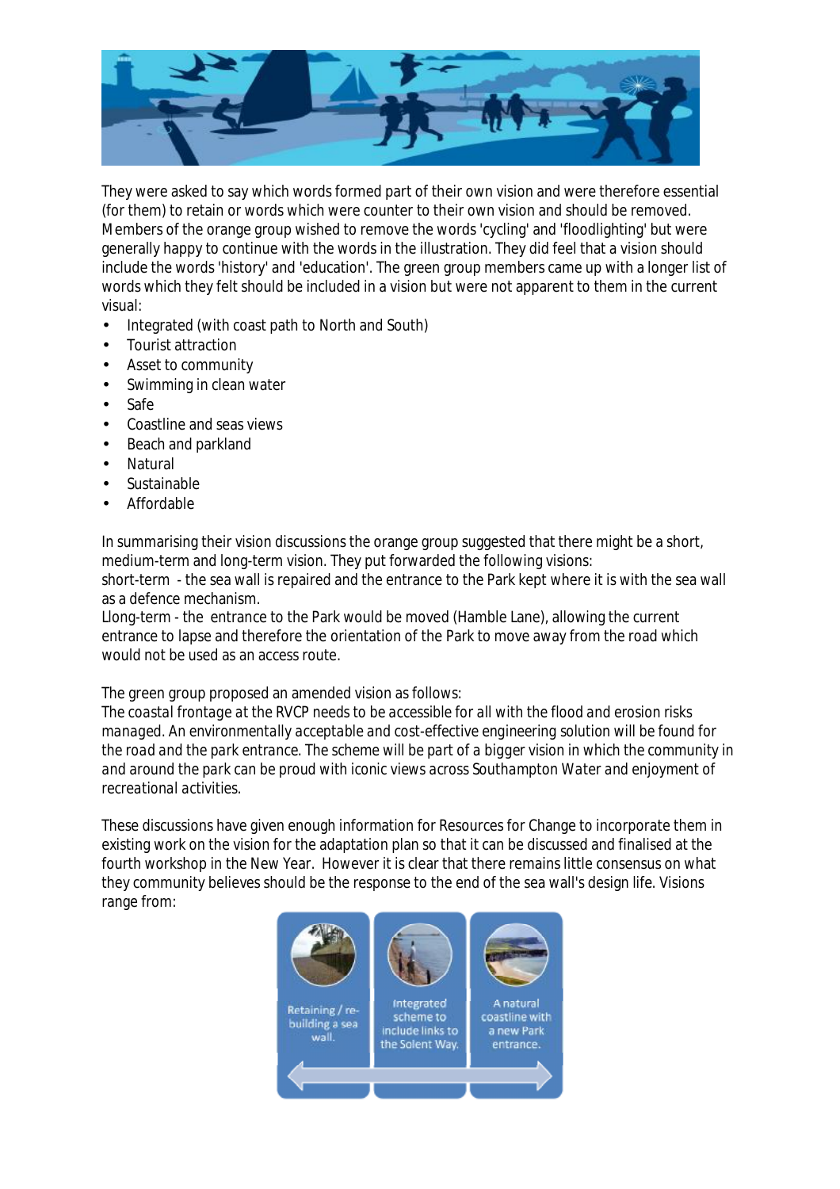They were asked to say which words formed part of their own vision and were therefore essential (for them) to retain or words which were counter to their own vision and should be removed. Members of the orange group wished to remove the words 'cycling' and 'floodlighting' but were generally happy to continue with the words in the illustration. They did feel that a vision should include the words 'history' and 'education'. The green group members came up with a longer list of words which they felt should be included in a vision but were not apparent to them in the current visual:

- Integrated (with coast path to North and South)
- Tourist attraction
- Asset to community
- Swimming in clean water
- Safe
- Coastline and seas views
- Beach and parkland
- Natural
- Sustainable
- Affordable

In summarising their vision discussions the orange group suggested that there might be a short, medium-term and long-term vision. They put forwarded the following visions:
short-term - the sea wall is repaired and the entrance to the Park kept where it is with the sea wall as a defence mechanism.
Llong-term - the entrance to the Park would be moved (Hamble Lane), allowing the current entrance to lapse and therefore the orientation of the Park to move away from the road which would not be used as an access route.

The green group proposed an amended vision as follows:
*The coastal frontage at the RVCP needs to be accessible for all with the flood and erosion risks managed. An environmentally acceptable and cost-effective engineering solution will be found for the road and the park entrance. The scheme will be part of a bigger vision in which the community in and around the park can be proud with iconic views across Southampton Water and enjoyment of recreational activities.*

These discussions have given enough information for Resources for Change to incorporate them in existing work on the vision for the adaptation plan so that it can be discussed and finalised at the fourth workshop in the New Year. However it is clear that there remains little consensus on what they community believes should be the response to the end of the sea wall's design life. Visions range from:

| Retaining / re-building a sea wall. | Integrated scheme to include links to the Solent Way. | A natural coastline with a new Park entrance. |
| --- | --- | --- |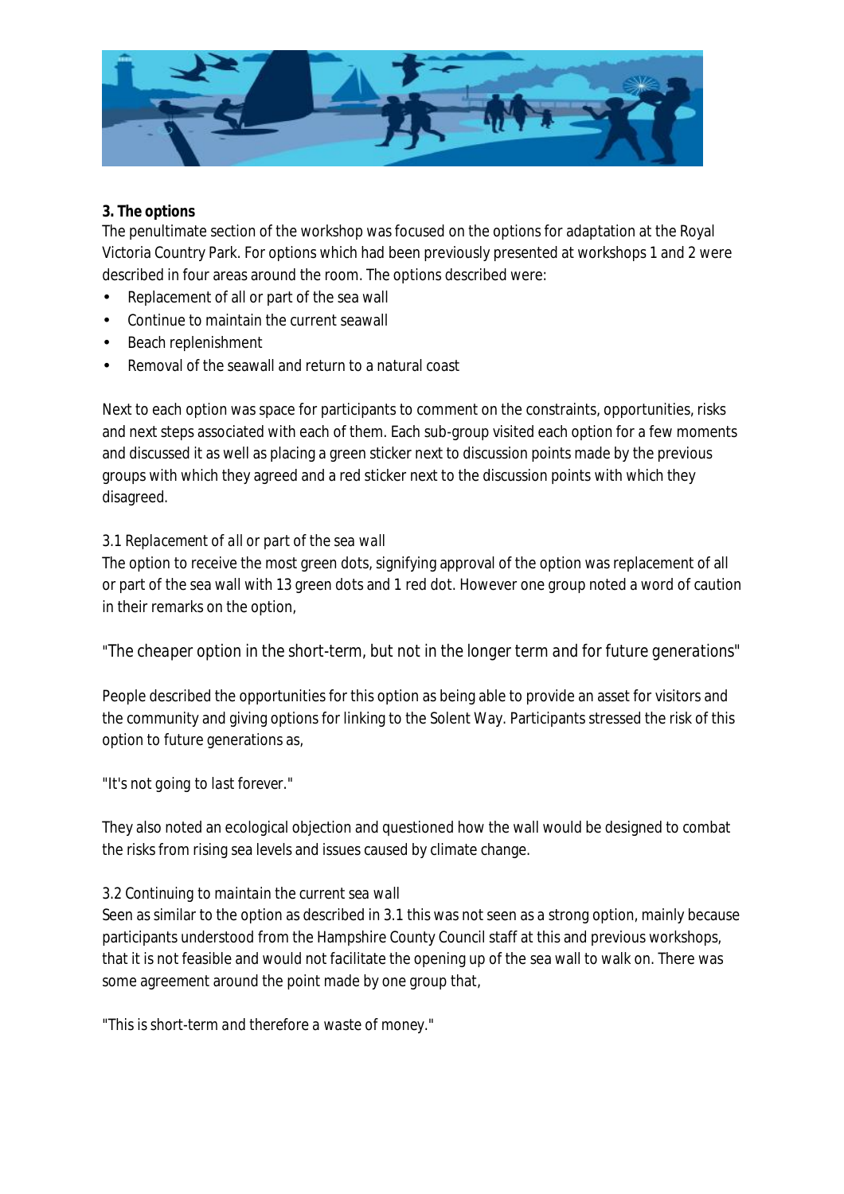**3. The options**

The penultimate section of the workshop was focused on the options for adaptation at the Royal Victoria Country Park. For options which had been previously presented at workshops 1 and 2 were described in four areas around the room. The options described were:

- Replacement of all or part of the sea wall
- Continue to maintain the current seawall
- Beach replenishment
- Removal of the seawall and return to a natural coast

Next to each option was space for participants to comment on the constraints, opportunities, risks and next steps associated with each of them. Each sub-group visited each option for a few moments and discussed it as well as placing a green sticker next to discussion points made by the previous groups with which they agreed and a red sticker next to the discussion points with which they disagreed.

*3.1 Replacement of all or part of the sea wall*

The option to receive the most green dots, signifying approval of the option was replacement of all or part of the sea wall with 13 green dots and 1 red dot. However one group noted a word of caution in their remarks on the option,

*"The cheaper option in the short-term, but not in the longer term and for future generations"*

People described the opportunities for this option as being able to provide an asset for visitors and the community and giving options for linking to the Solent Way. Participants stressed the risk of this option to future generations as,

*"It's not going to last forever."*

They also noted an ecological objection and questioned how the wall would be designed to combat the risks from rising sea levels and issues caused by climate change.

*3.2 Continuing to maintain the current sea wall*

Seen as similar to the option as described in 3.1 this was not seen as a strong option, mainly because participants understood from the Hampshire County Council staff at this and previous workshops, that it is not feasible and would not facilitate the opening up of the sea wall to walk on. There was some agreement around the point made by one group that,

*"This is short-term and therefore a waste of money."*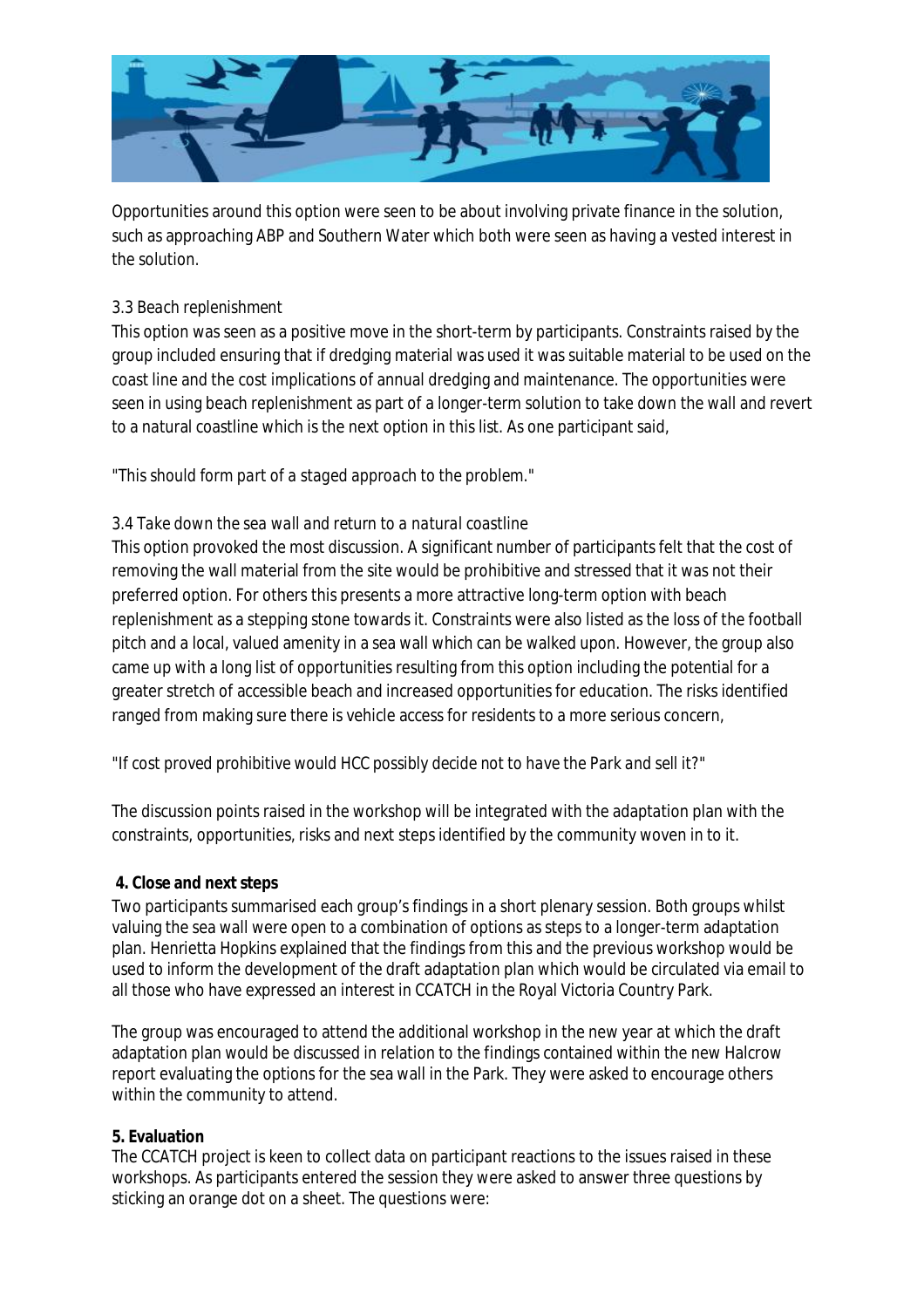Opportunities around this option were seen to be about involving private finance in the solution, such as approaching ABP and Southern Water which both were seen as having a vested interest in the solution.

*3.3 Beach replenishment*

This option was seen as a positive move in the short-term by participants. Constraints raised by the group included ensuring that if dredging material was used it was suitable material to be used on the coast line and the cost implications of annual dredging and maintenance. The opportunities were seen in using beach replenishment as part of a longer-term solution to take down the wall and revert to a natural coastline which is the next option in this list. As one participant said,

*"This should form part of a staged approach to the problem."*

*3.4 Take down the sea wall and return to a natural coastline*

This option provoked the most discussion. A significant number of participants felt that the cost of removing the wall material from the site would be prohibitive and stressed that it was not their preferred option. For others this presents a more attractive long-term option with beach replenishment as a stepping stone towards it. Constraints were also listed as the loss of the football pitch and a local, valued amenity in a sea wall which can be walked upon. However, the group also came up with a long list of opportunities resulting from this option including the potential for a greater stretch of accessible beach and increased opportunities for education. The risks identified ranged from making sure there is vehicle access for residents to a more serious concern,

*"If cost proved prohibitive would HCC possibly decide not to have the Park and sell it?"*

The discussion points raised in the workshop will be integrated with the adaptation plan with the constraints, opportunities, risks and next steps identified by the community woven in to it.

**4. Close and next steps**

Two participants summarised each group's findings in a short plenary session. Both groups whilst valuing the sea wall were open to a combination of options as steps to a longer-term adaptation plan. Henrietta Hopkins explained that the findings from this and the previous workshop would be used to inform the development of the draft adaptation plan which would be circulated via email to all those who have expressed an interest in CCATCH in the Royal Victoria Country Park.

The group was encouraged to attend the additional workshop in the new year at which the draft adaptation plan would be discussed in relation to the findings contained within the new Halcrow report evaluating the options for the sea wall in the Park. They were asked to encourage others within the community to attend.

**5. Evaluation**

The CCATCH project is keen to collect data on participant reactions to the issues raised in these workshops. As participants entered the session they were asked to answer three questions by sticking an orange dot on a sheet. The questions were: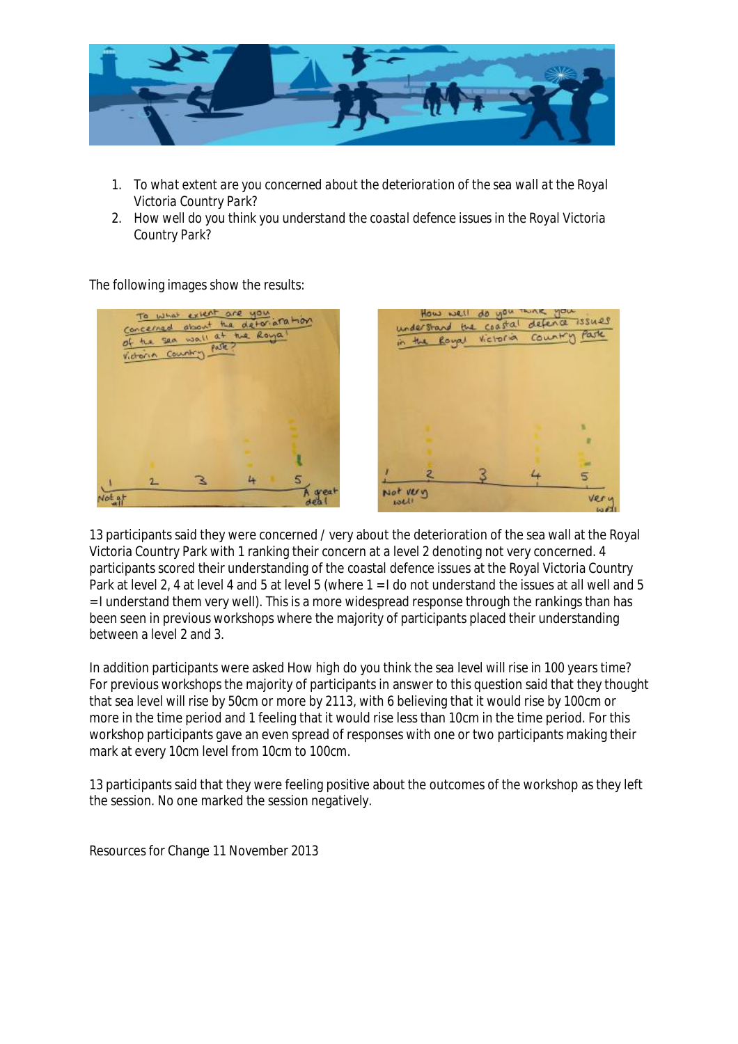1. To what extent are you concerned about the deterioration of the sea wall at the Royal Victoria Country Park?
2. How well do you think you understand the coastal defence issues in the Royal Victoria Country Park?

The following images show the results:

13 participants said they were concerned / very about the deterioration of the sea wall at the Royal Victoria Country Park with 1 ranking their concern at a level 2 denoting not very concerned. 4 participants scored their understanding of the coastal defence issues at the Royal Victoria Country Park at level 2, 4 at level 4 and 5 at level 5 (where 1 = I do not understand the issues at all well and 5 = I understand them very well). This is a more widespread response through the rankings than has been seen in previous workshops where the majority of participants placed their understanding between a level 2 and 3.

In addition participants were asked How high do you think the sea level will rise in 100 years time? For previous workshops the majority of participants in answer to this question said that they thought that sea level will rise by 50cm or more by 2113, with 6 believing that it would rise by 100cm or more in the time period and 1 feeling that it would rise less than 10cm in the time period. For this workshop participants gave an even spread of responses with one or two participants making their mark at every 10cm level from 10cm to 100cm.

13 participants said that they were feeling positive about the outcomes of the workshop as they left the session. No one marked the session negatively.

Resources for Change 11 November 2013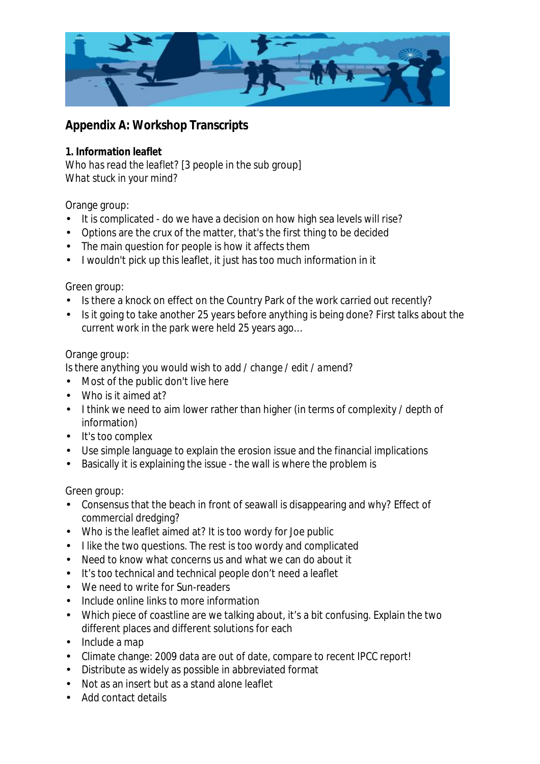## Appendix A: Workshop Transcripts

**1. Information leaflet**

*Who has read the leaflet? [3 people in the sub group]*
*What stuck in your mind?*

Orange group:

- It is complicated - do we have a decision on how high sea levels will rise?
- Options are the crux of the matter, that's the first thing to be decided
- The main question for people is how it affects them
- I wouldn't pick up this leaflet, it just has too much information in it

Green group:

- Is there a knock on effect on the Country Park of the work carried out recently?
- Is it going to take another 25 years before anything is being done? First talks about the current work in the park were held 25 years ago…

Orange group:

*Is there anything you would wish to add / change / edit / amend?*

- Most of the public don't live here
- Who is it aimed at?
- I think we need to aim lower rather than higher (in terms of complexity / depth of information)
- It's too complex
- Use simple language to explain the erosion issue and the financial implications
- Basically it is explaining the issue - the wall is where the problem is

Green group:

- Consensus that the beach in front of seawall is disappearing and why? Effect of commercial dredging?
- Who is the leaflet aimed at? It is too wordy for Joe public
- I like the two questions. The rest is too wordy and complicated
- Need to know what concerns us and what we can do about it
- It's too technical and technical people don't need a leaflet
- We need to write for Sun-readers
- Include online links to more information
- Which piece of coastline are we talking about, it's a bit confusing. Explain the two different places and different solutions for each
- Include a map
- Climate change: 2009 data are out of date, compare to recent IPCC report!
- Distribute as widely as possible in abbreviated format
- Not as an insert but as a stand alone leaflet
- Add contact details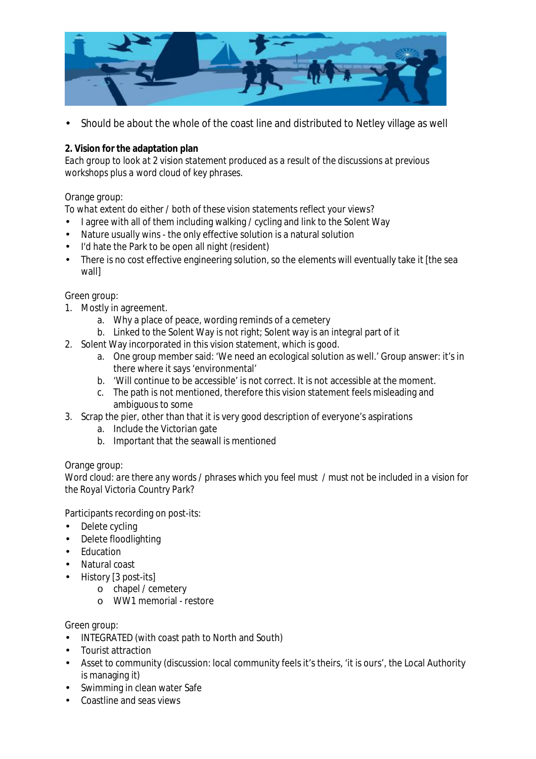- Should be about the whole of the coast line and distributed to Netley village as well

**2. Vision for the adaptation plan**

*Each group to look at 2 vision statement produced as a result of the discussions at previous workshops plus a word cloud of key phrases.*

Orange group:

*To what extent do either / both of these vision statements reflect your views?*

- I agree with all of them including walking / cycling and link to the Solent Way
- Nature usually wins - the only effective solution is a natural solution
- I'd hate the Park to be open all night (resident)
- There is no cost effective engineering solution, so the elements will eventually take it [the sea wall]

Green group:

1. Mostly in agreement.
   a. Why a place of peace, wording reminds of a cemetery
   b. Linked to the Solent Way is not right; Solent way is an integral part of it
2. Solent Way incorporated in this vision statement, which is good.
   a. One group member said: 'We need an ecological solution as well.' Group answer: it's in there where it says 'environmental'
   b. 'Will continue to be accessible' is not correct. It is not accessible at the moment.
   c. The path is not mentioned, therefore this vision statement feels misleading and ambiguous to some
3. Scrap the pier, other than that it is very good description of everyone's aspirations
   a. Include the Victorian gate
   b. Important that the seawall is mentioned

Orange group:

*Word cloud: are there any words / phrases which you feel must / must not be included in a vision for the Royal Victoria Country Park?*

Participants recording on post-its:

- Delete cycling
- Delete floodlighting
- Education
- Natural coast
- History [3 post-its]
  - chapel / cemetery
  - WW1 memorial - restore

Green group:

- INTEGRATED (with coast path to North and South)
- Tourist attraction
- Asset to community (discussion: local community feels it's theirs, 'it is ours', the Local Authority is managing it)
- Swimming in clean water Safe
- Coastline and seas views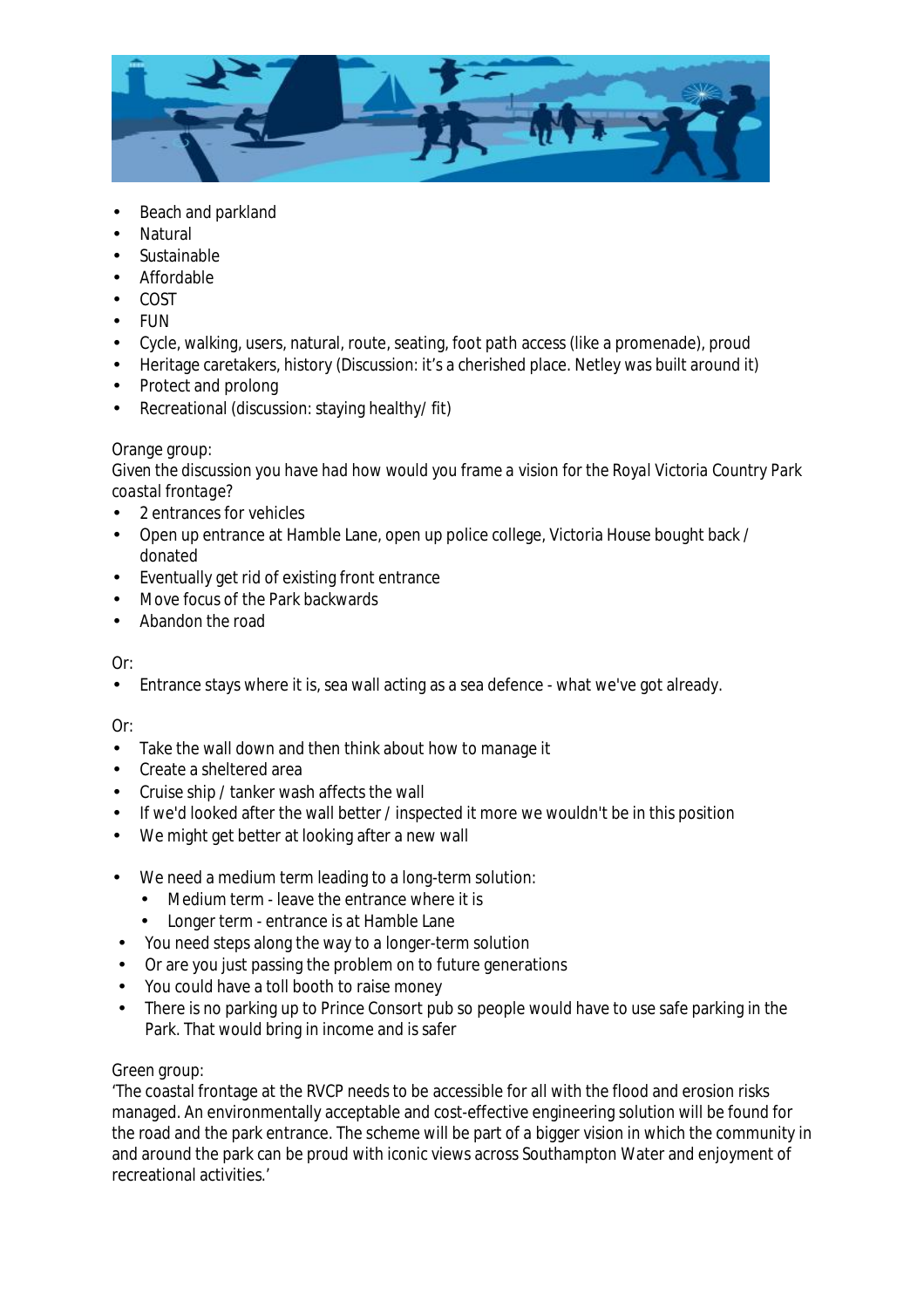- Beach and parkland
- Natural
- Sustainable
- Affordable
- COST
- FUN
- Cycle, walking, users, natural, route, seating, foot path access (like a promenade), proud
- Heritage caretakers, history (Discussion: it's a cherished place. Netley was built around it)
- Protect and prolong
- Recreational (discussion: staying healthy/ fit)

Orange group:

Given the discussion you have had how would you frame a vision for the Royal Victoria Country Park coastal frontage?

- 2 entrances for vehicles
- Open up entrance at Hamble Lane, open up police college, Victoria House bought back / donated
- Eventually get rid of existing front entrance
- Move focus of the Park backwards
- Abandon the road

Or:

- Entrance stays where it is, sea wall acting as a sea defence - what we've got already.

Or:

- Take the wall down and then think about how to manage it
- Create a sheltered area
- Cruise ship / tanker wash affects the wall
- If we'd looked after the wall better / inspected it more we wouldn't be in this position
- We might get better at looking after a new wall

- We need a medium term leading to a long-term solution:
  - Medium term - leave the entrance where it is
  - Longer term - entrance is at Hamble Lane
- You need steps along the way to a longer-term solution
- Or are you just passing the problem on to future generations
- You could have a toll booth to raise money
- There is no parking up to Prince Consort pub so people would have to use safe parking in the Park. That would bring in income and is safer

Green group:

'The coastal frontage at the RVCP needs to be accessible for all with the flood and erosion risks managed. An environmentally acceptable and cost-effective engineering solution will be found for the road and the park entrance. The scheme will be part of a bigger vision in which the community in and around the park can be proud with iconic views across Southampton Water and enjoyment of recreational activities.'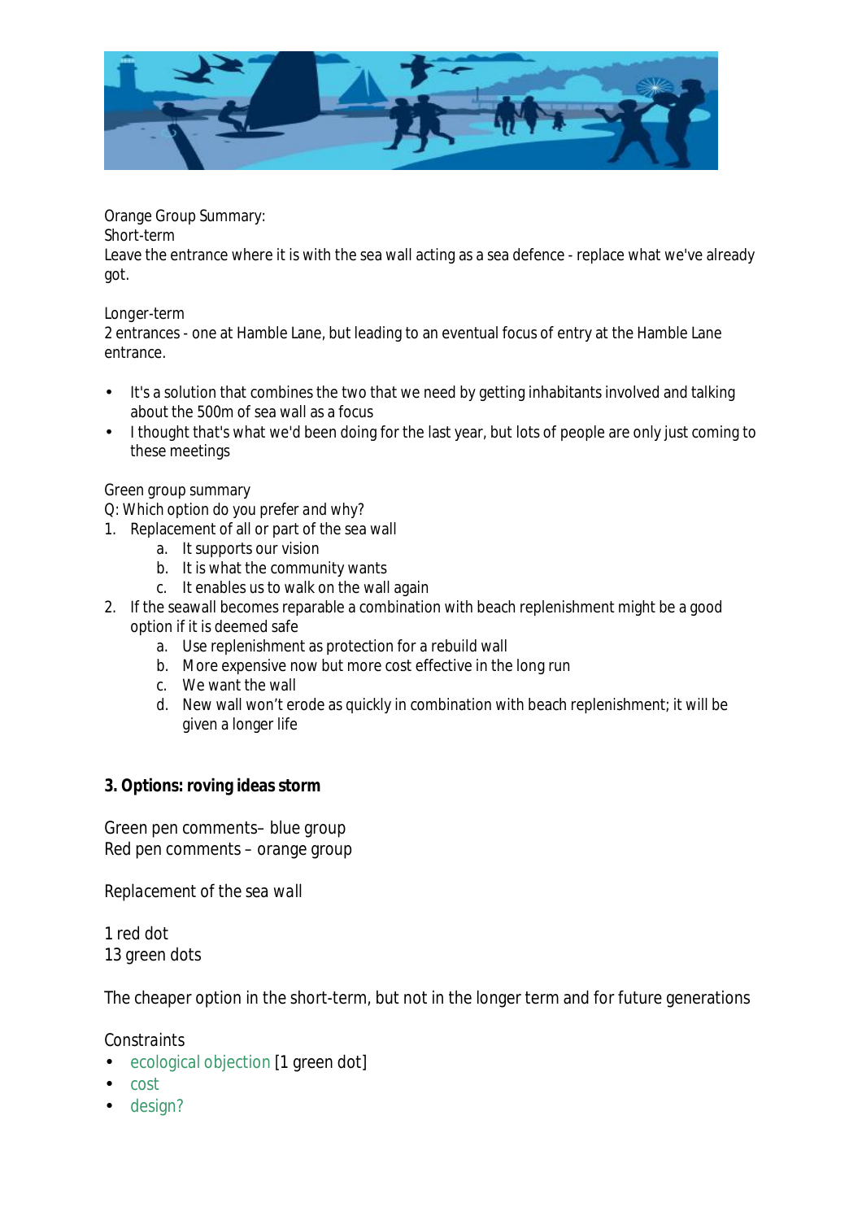Orange Group Summary:
Short-term
Leave the entrance where it is with the sea wall acting as a sea defence - replace what we've already got.

Longer-term
2 entrances - one at Hamble Lane, but leading to an eventual focus of entry at the Hamble Lane entrance.

- It's a solution that combines the two that we need by getting inhabitants involved and talking about the 500m of sea wall as a focus
- I thought that's what we'd been doing for the last year, but lots of people are only just coming to these meetings

Green group summary
Q: Which option do you prefer and why?

1. Replacement of all or part of the sea wall
    a. It supports our vision
    b. It is what the community wants
    c. It enables us to walk on the wall again
2. If the seawall becomes reparable a combination with beach replenishment might be a good option if it is deemed safe
    a. Use replenishment as protection for a rebuild wall
    b. More expensive now but more cost effective in the long run
    c. We want the wall
    d. New wall won't erode as quickly in combination with beach replenishment; it will be given a longer life

**3. Options: roving ideas storm**

Green pen comments– blue group
Red pen comments – orange group

Replacement of the sea wall

1 red dot
13 green dots

The cheaper option in the short-term, but not in the longer term and for future generations

Constraints

- ecological objection [1 green dot]
- cost
- design?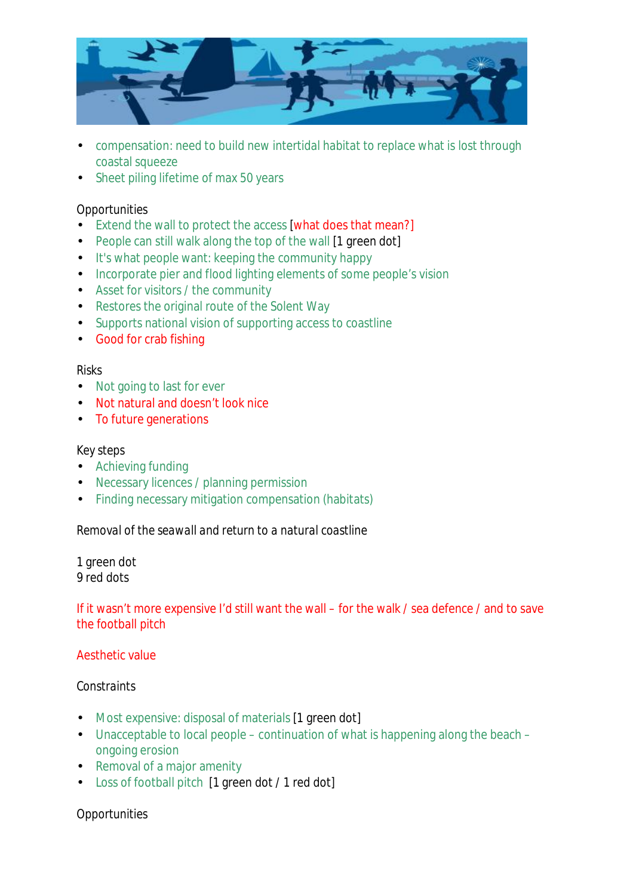- compensation: need to build new intertidal habitat to replace what is lost through coastal squeeze
- Sheet piling lifetime of max 50 years

Opportunities

- Extend the wall to protect the access [what does that mean?]
- People can still walk along the top of the wall [1 green dot]
- It's what people want: keeping the community happy
- Incorporate pier and flood lighting elements of some people's vision
- Asset for visitors / the community
- Restores the original route of the Solent Way
- Supports national vision of supporting access to coastline
- Good for crab fishing

Risks

- Not going to last for ever
- Not natural and doesn't look nice
- To future generations

Key steps

- Achieving funding
- Necessary licences / planning permission
- Finding necessary mitigation compensation (habitats)

Removal of the seawall and return to a natural coastline

1 green dot
9 red dots

If it wasn't more expensive I'd still want the wall – for the walk / sea defence / and to save the football pitch

Aesthetic value

Constraints

- Most expensive: disposal of materials [1 green dot]
- Unacceptable to local people – continuation of what is happening along the beach – ongoing erosion
- Removal of a major amenity
- Loss of football pitch [1 green dot / 1 red dot]

Opportunities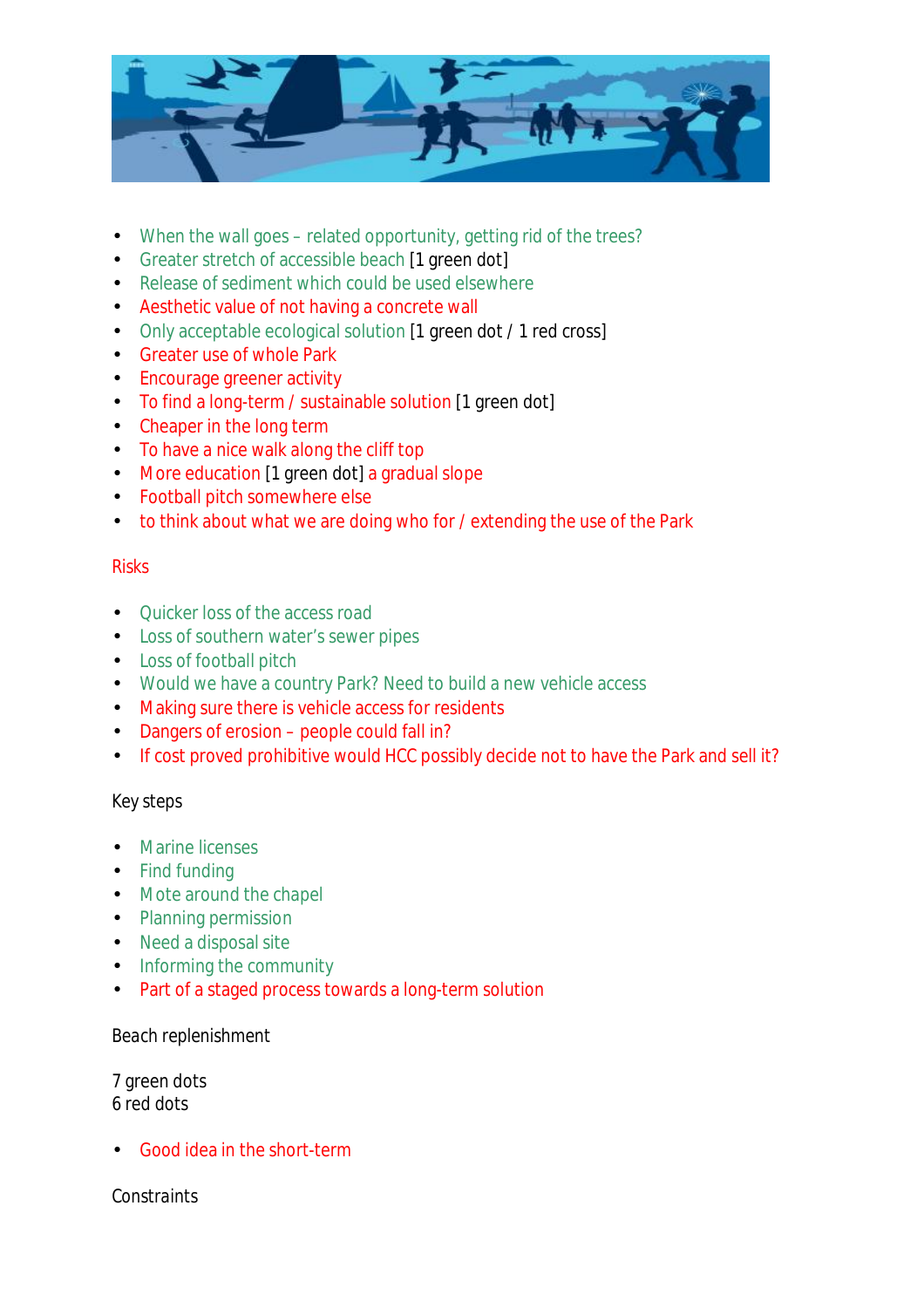- When the wall goes – related opportunity, getting rid of the trees?
- Greater stretch of accessible beach [1 green dot]
- Release of sediment which could be used elsewhere
- Aesthetic value of not having a concrete wall
- Only acceptable ecological solution [1 green dot / 1 red cross]
- Greater use of whole Park
- Encourage greener activity
- To find a long-term / sustainable solution [1 green dot]
- Cheaper in the long term
- To have a nice walk along the cliff top
- More education [1 green dot] a gradual slope
- Football pitch somewhere else
- to think about what we are doing who for / extending the use of the Park

Risks

- Quicker loss of the access road
- Loss of southern water's sewer pipes
- Loss of football pitch
- Would we have a country Park? Need to build a new vehicle access
- Making sure there is vehicle access for residents
- Dangers of erosion – people could fall in?
- If cost proved prohibitive would HCC possibly decide not to have the Park and sell it?

Key steps

- Marine licenses
- Find funding
- Mote around the chapel
- Planning permission
- Need a disposal site
- Informing the community
- Part of a staged process towards a long-term solution

Beach replenishment

7 green dots
6 red dots

- Good idea in the short-term

Constraints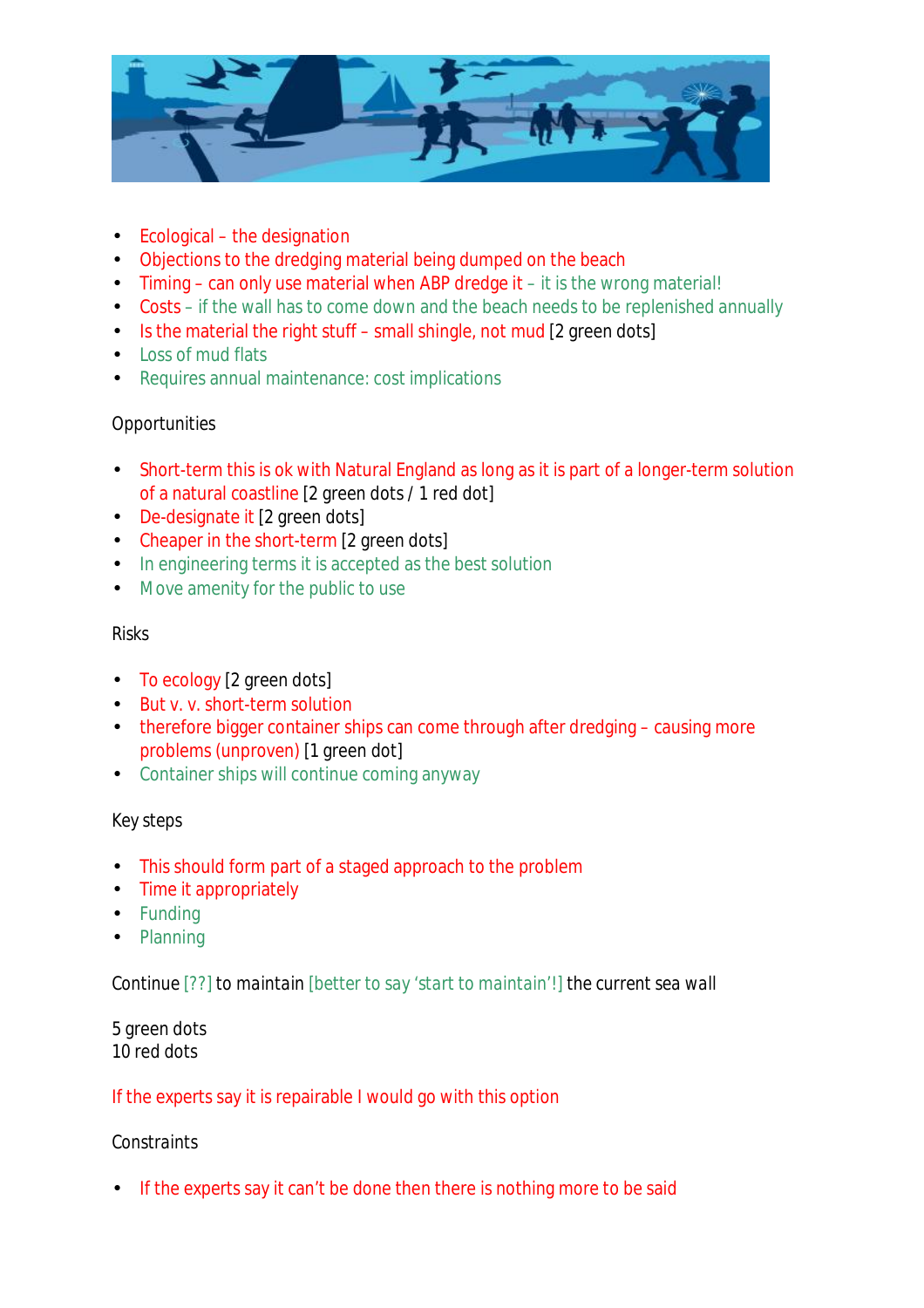- Ecological – the designation
- Objections to the dredging material being dumped on the beach
- Timing – can only use material when ABP dredge it – it is the wrong material!
- Costs – if the wall has to come down and the beach needs to be replenished annually
- Is the material the right stuff – small shingle, not mud [2 green dots]
- Loss of mud flats
- Requires annual maintenance: cost implications

Opportunities

- Short-term this is ok with Natural England as long as it is part of a longer-term solution of a natural coastline [2 green dots / 1 red dot]
- De-designate it [2 green dots]
- Cheaper in the short-term [2 green dots]
- In engineering terms it is accepted as the best solution
- Move amenity for the public to use

Risks

- To ecology [2 green dots]
- But v. v. short-term solution
- therefore bigger container ships can come through after dredging – causing more problems (unproven) [1 green dot]
- Container ships will continue coming anyway

Key steps

- This should form part of a staged approach to the problem
- Time it appropriately
- Funding
- Planning

Continue [??] to maintain [better to say 'start to maintain'!] the current sea wall

5 green dots
10 red dots

If the experts say it is repairable I would go with this option

Constraints

- If the experts say it can't be done then there is nothing more to be said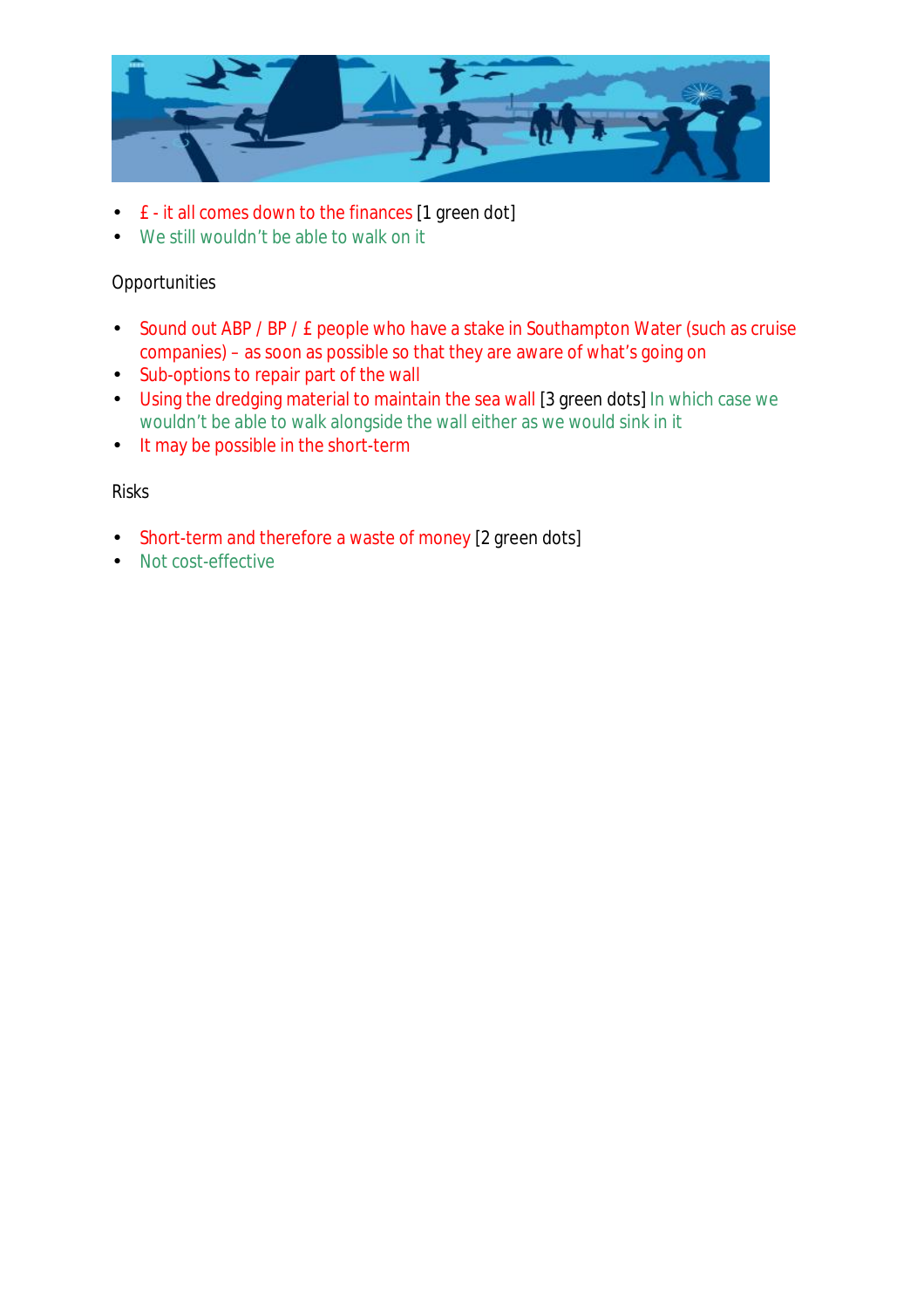- £ - it all comes down to the finances [1 green dot]
- We still wouldn't be able to walk on it

Opportunities

- Sound out ABP / BP / £ people who have a stake in Southampton Water (such as cruise companies) – as soon as possible so that they are aware of what's going on
- Sub-options to repair part of the wall
- Using the dredging material to maintain the sea wall [3 green dots] In which case we wouldn't be able to walk alongside the wall either as we would sink in it
- It may be possible in the short-term

Risks

- Short-term and therefore a waste of money [2 green dots]
- Not cost-effective